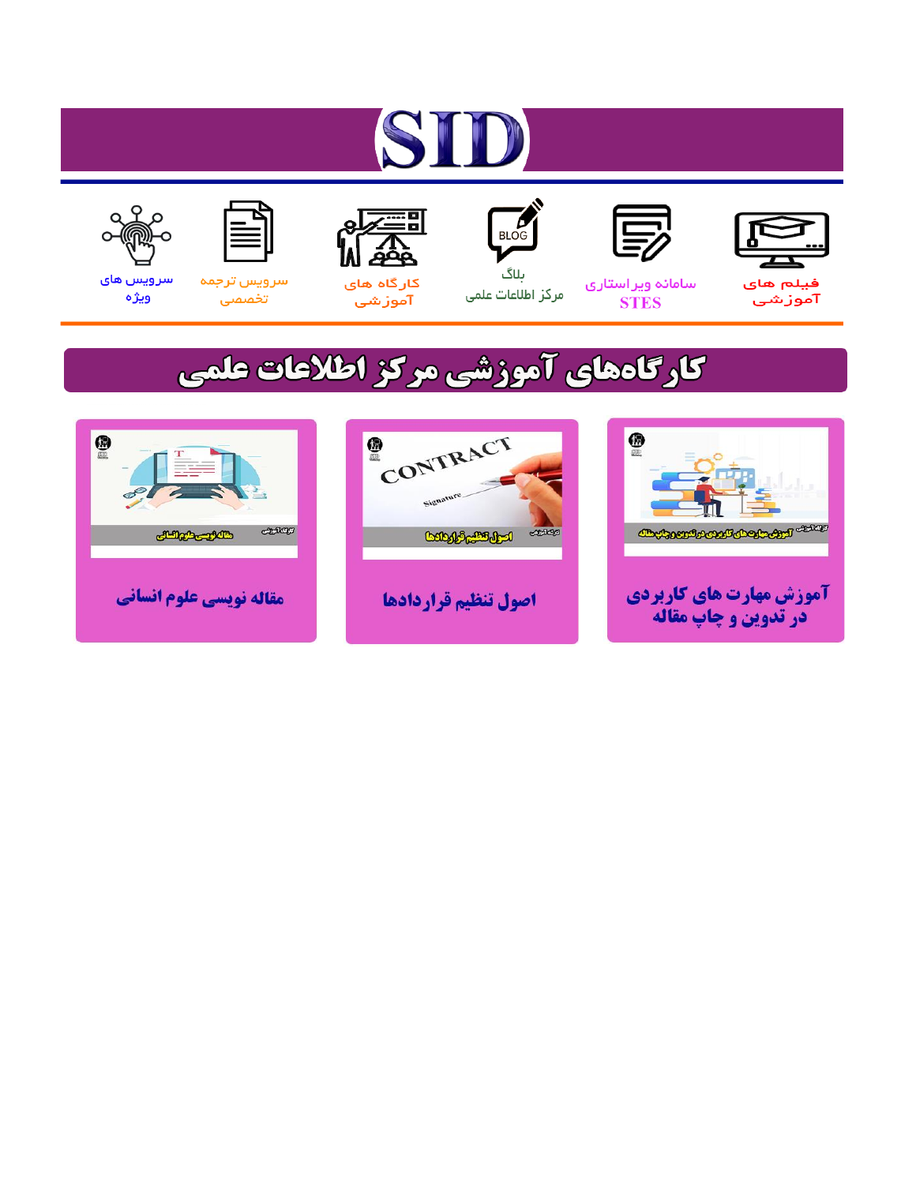# SID

فیلم های آموزشی

سامانه ویراستاری STES

بلاگ مرکز اطلاعات علمی

کارگاه های آموزشی

سرویس ترجمه تخصصی

سرویس های ویژه

## کارگاه‌های آموزشی مرکز اطلاعات علمی

آموزش مهارت های کاربردی در تدوین و چاپ مقاله

اصول تنظیم قراردادها

مقاله نویسی علوم انسانی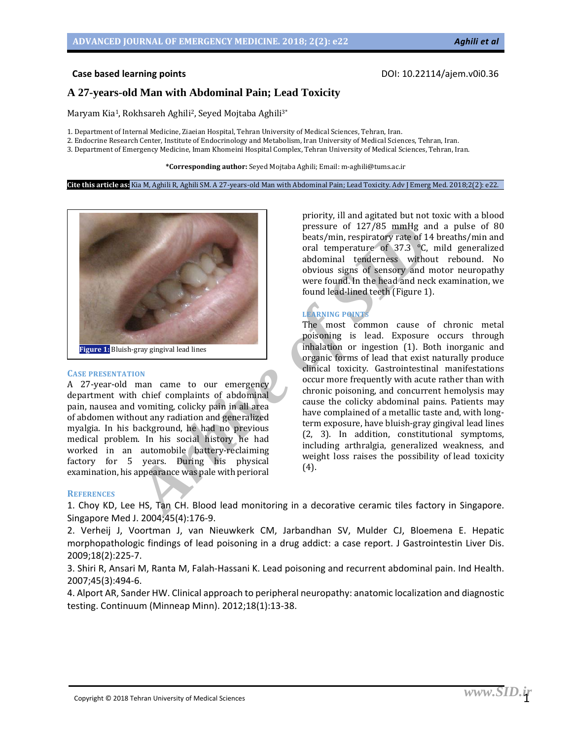**Case based learning points** DOI: 10.22114/ajem.v0i0.36

# A 27-years-old Man with Abdominal Pain; Lead Toxicity

Maryam Kia[1], Rokhsareh Aghili[2], Seyed Mojtaba Aghili[3*]

1. Department of Internal Medicine, Ziaeian Hospital, Tehran University of Medical Sciences, Tehran, Iran.
2. Endocrine Research Center, Institute of Endocrinology and Metabolism, Iran University of Medical Sciences, Tehran, Iran.
3. Department of Emergency Medicine, Imam Khomeini Hospital Complex, Tehran University of Medical Sciences, Tehran, Iran.

**\*Corresponding author:** Seyed Mojtaba Aghili; Email: m-aghili@tums.ac.ir

**Cite this article as:** Kia M, Aghili R, Aghili SM. A 27-years-old Man with Abdominal Pain; Lead Toxicity. Adv J Emerg Med. 2018;2(2): e22.

**Figure 1:** Bluish-gray gingival lead lines

## CASE PRESENTATION

A 27-year-old man came to our emergency department with chief complaints of abdominal pain, nausea and vomiting, colicky pain in all area of abdomen without any radiation and generalized myalgia. In his background, he had no previous medical problem. In his social history he had worked in an automobile battery-reclaiming factory for 5 years. During his physical examination, his appearance was pale with perioral priority, ill and agitated but not toxic with a blood pressure of 127/85 mmHg and a pulse of 80 beats/min, respiratory rate of 14 breaths/min and oral temperature of 37.3 °C, mild generalized abdominal tenderness without rebound. No obvious signs of sensory and motor neuropathy were found. In the head and neck examination, we found lead-lined teeth (Figure 1).

## LEARNING POINTS

The most common cause of chronic metal poisoning is lead. Exposure occurs through inhalation or ingestion (1). Both inorganic and organic forms of lead that exist naturally produce clinical toxicity. Gastrointestinal manifestations occur more frequently with acute rather than with chronic poisoning, and concurrent hemolysis may cause the colicky abdominal pains. Patients may have complained of a metallic taste and, with long-term exposure, have bluish-gray gingival lead lines (2, 3). In addition, constitutional symptoms, including arthralgia, generalized weakness, and weight loss raises the possibility of lead toxicity (4).

## REFERENCES

1. Choy KD, Lee HS, Tan CH. Blood lead monitoring in a decorative ceramic tiles factory in Singapore. Singapore Med J. 2004;45(4):176-9.
2. Verheij J, Voortman J, van Nieuwkerk CM, Jarbandhan SV, Mulder CJ, Bloemena E. Hepatic morphopathologic findings of lead poisoning in a drug addict: a case report. J Gastrointestin Liver Dis. 2009;18(2):225-7.
3. Shiri R, Ansari M, Ranta M, Falah-Hassani K. Lead poisoning and recurrent abdominal pain. Ind Health. 2007;45(3):494-6.
4. Alport AR, Sander HW. Clinical approach to peripheral neuropathy: anatomic localization and diagnostic testing. Continuum (Minneap Minn). 2012;18(1):13-38.

Copyright © 2018 Tehran University of Medical Sciences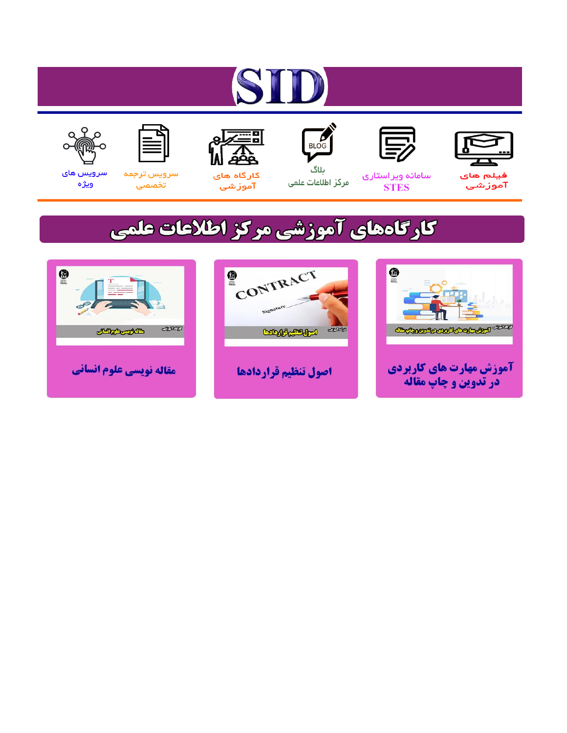# SID

فیلم های آموزشی

سامانه ویراستاری STES

بلاگ مرکز اطلاعات علمی

کارگاه های آموزشی

سرویس ترجمه تخصصی

سرویس های ویژه

## کارگاه‌های آموزشی مرکز اطلاعات علمی

آموزش مهارت های کاربردی در تدوین و چاپ مقاله

اصول تنظیم قراردادها

مقاله نویسی علوم انسانی